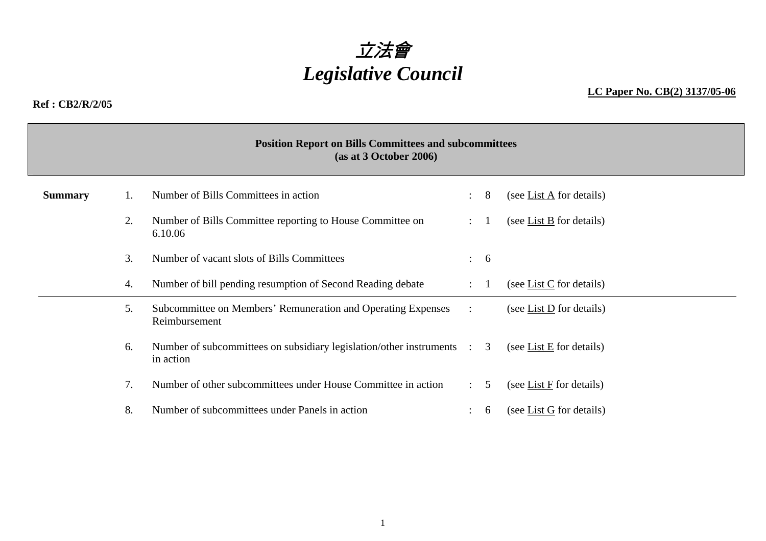# *立法會*
# *Legislative Council*

**LC Paper No. CB(2) 3137/05-06**

**Ref : CB2/R/2/05**

**Position Report on Bills Committees and subcommittees**
**(as at 3 October 2006)**

| **Summary** | | | | | |
|---|---|---|---|---|---|
| | 1. | Number of Bills Committees in action | : | 8 | (see List A for details) |
| | 2. | Number of Bills Committee reporting to House Committee on 6.10.06 | : | 1 | (see List B for details) |
| | 3. | Number of vacant slots of Bills Committees | : | 6 | |
| | 4. | Number of bill pending resumption of Second Reading debate | : | 1 | (see List C for details) |
| | 5. | Subcommittee on Members' Remuneration and Operating Expenses Reimbursement | : | | (see List D for details) |
| | 6. | Number of subcommittees on subsidiary legislation/other instruments in action | : | 3 | (see List E for details) |
| | 7. | Number of other subcommittees under House Committee in action | : | 5 | (see List F for details) |
| | 8. | Number of subcommittees under Panels in action | : | 6 | (see List G for details) |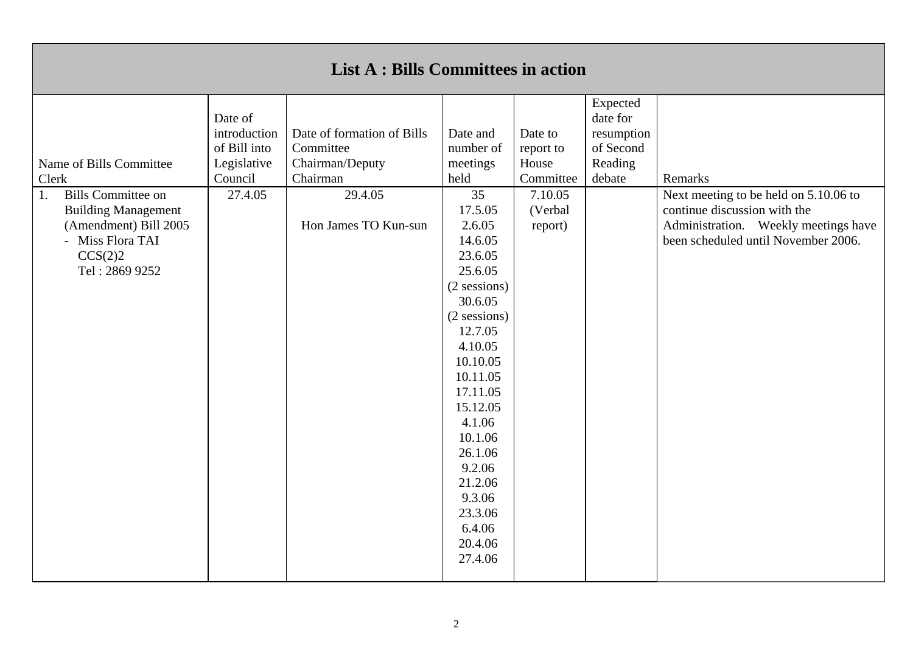## List A : Bills Committees in action

| Name of Bills Committee<br>Clerk | Date of introduction of Bill into Legislative Council | Date of formation of Bills Committee<br>Chairman/Deputy Chairman | Date and number of meetings held | Date to report to House Committee | Expected date for resumption of Second Reading debate | Remarks |
|---|---|---|---|---|---|---|
| 1. Bills Committee on Building Management (Amendment) Bill 2005<br>- Miss Flora TAI<br>CCS(2)2<br>Tel : 2869 9252 | 27.4.05 | 29.4.05<br><br>Hon James TO Kun-sun | 35<br>17.5.05<br>2.6.05<br>14.6.05<br>23.6.05<br>25.6.05<br>(2 sessions)<br>30.6.05<br>(2 sessions)<br>12.7.05<br>4.10.05<br>10.10.05<br>10.11.05<br>17.11.05<br>15.12.05<br>4.1.06<br>10.1.06<br>26.1.06<br>9.2.06<br>21.2.06<br>9.3.06<br>23.3.06<br>6.4.06<br>20.4.06<br>27.4.06 | 7.10.05<br>(Verbal report) | | Next meeting to be held on 5.10.06 to continue discussion with the Administration. Weekly meetings have been scheduled until November 2006. |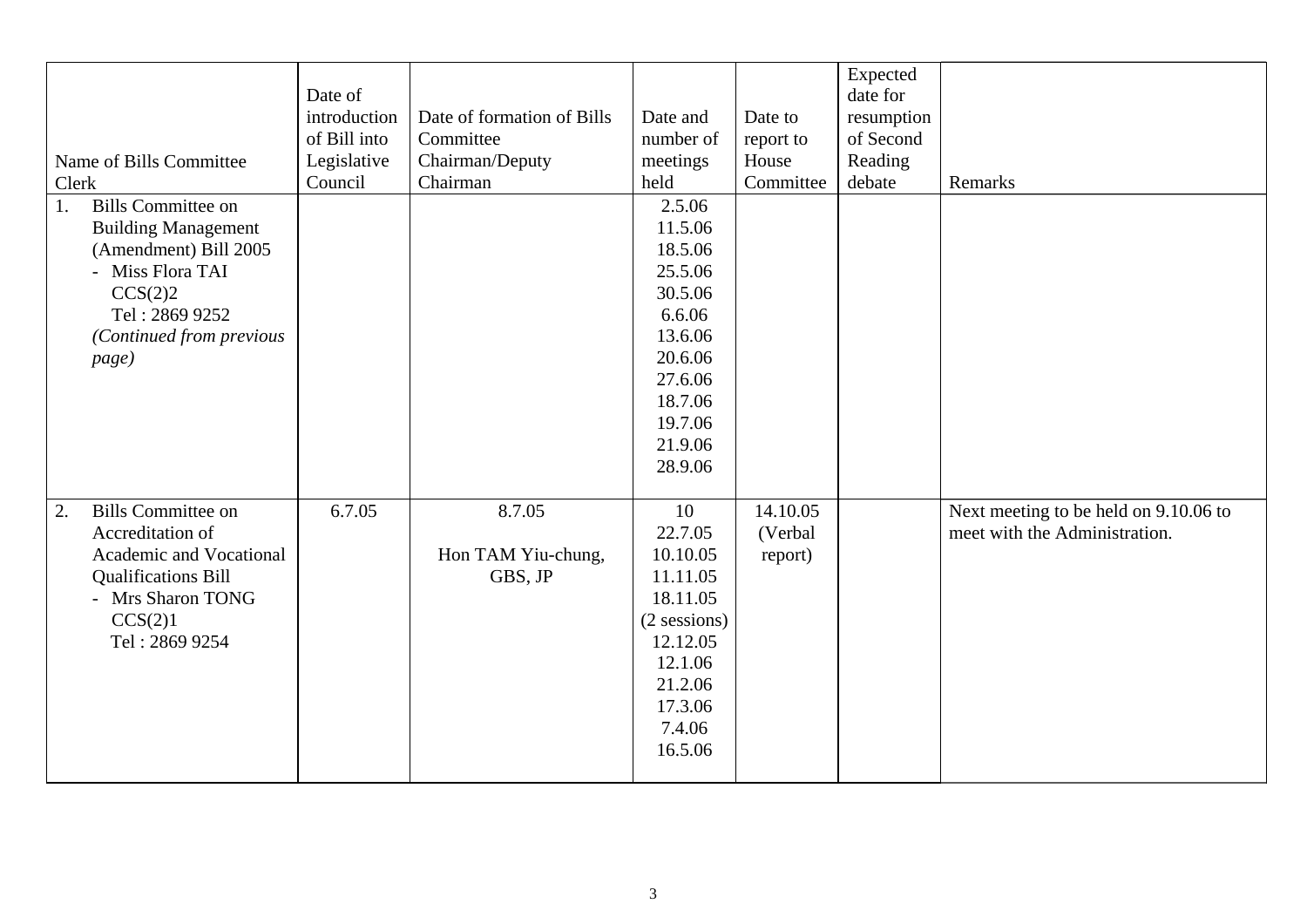| Name of Bills Committee Clerk | Date of introduction of Bill into Legislative Council | Date of formation of Bills Committee Chairman/Deputy Chairman | Date and number of meetings held | Date to report to House Committee | Expected date for resumption of Second Reading debate | Remarks |
|---|---|---|---|---|---|---|
| 1. Bills Committee on Building Management (Amendment) Bill 2005<br>- Miss Flora TAI<br>CCS(2)2<br>Tel : 2869 9252<br>*(Continued from previous page)* | | | 2.5.06<br>11.5.06<br>18.5.06<br>25.5.06<br>30.5.06<br>6.6.06<br>13.6.06<br>20.6.06<br>27.6.06<br>18.7.06<br>19.7.06<br>21.9.06<br>28.9.06 | | | |
| 2. Bills Committee on Accreditation of Academic and Vocational Qualifications Bill<br>- Mrs Sharon TONG<br>CCS(2)1<br>Tel : 2869 9254 | 6.7.05 | 8.7.05<br><br>Hon TAM Yiu-chung, GBS, JP | 10<br>22.7.05<br>10.10.05<br>11.11.05<br>18.11.05<br>(2 sessions)<br>12.12.05<br>12.1.06<br>21.2.06<br>17.3.06<br>7.4.06<br>16.5.06 | 14.10.05<br>(Verbal report) | | Next meeting to be held on 9.10.06 to meet with the Administration. |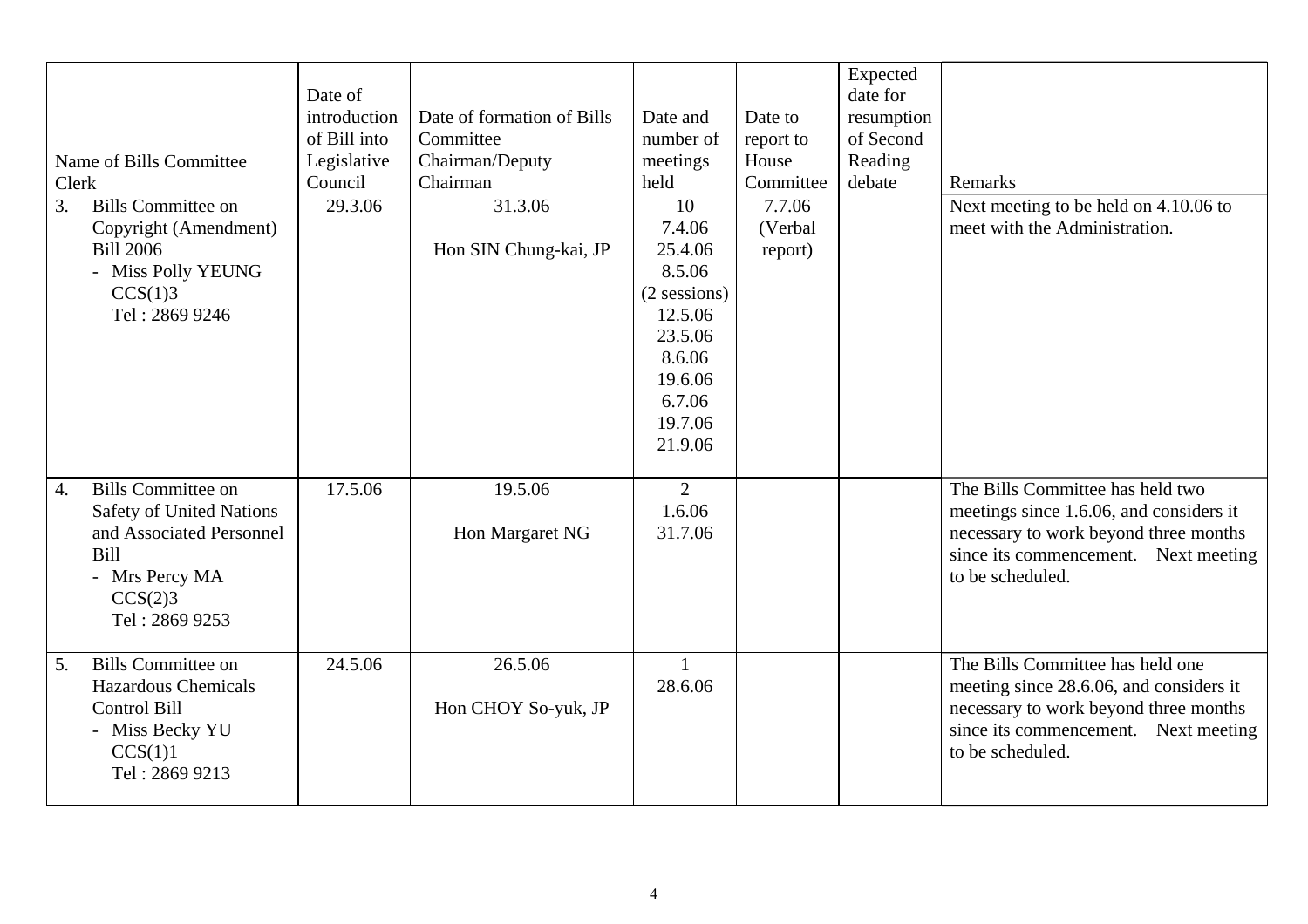| Name of Bills Committee Clerk | Date of introduction of Bill into Legislative Council | Date of formation of Bills Committee Chairman/Deputy Chairman | Date and number of meetings held | Date to report to House Committee | Expected date for resumption of Second Reading debate | Remarks |
|---|---|---|---|---|---|---|
| 3. Bills Committee on Copyright (Amendment) Bill 2006<br>- Miss Polly YEUNG<br>CCS(1)3<br>Tel : 2869 9246 | 29.3.06 | 31.3.06<br><br>Hon SIN Chung-kai, JP | 10<br>7.4.06<br>25.4.06<br>8.5.06<br>(2 sessions)<br>12.5.06<br>23.5.06<br>8.6.06<br>19.6.06<br>6.7.06<br>19.7.06<br>21.9.06 | 7.7.06<br>(Verbal report) | | Next meeting to be held on 4.10.06 to meet with the Administration. |
| 4. Bills Committee on Safety of United Nations and Associated Personnel Bill<br>- Mrs Percy MA<br>CCS(2)3<br>Tel : 2869 9253 | 17.5.06 | 19.5.06<br><br>Hon Margaret NG | 2<br>1.6.06<br>31.7.06 | | | The Bills Committee has held two meetings since 1.6.06, and considers it necessary to work beyond three months since its commencement. Next meeting to be scheduled. |
| 5. Bills Committee on Hazardous Chemicals Control Bill<br>- Miss Becky YU<br>CCS(1)1<br>Tel : 2869 9213 | 24.5.06 | 26.5.06<br><br>Hon CHOY So-yuk, JP | 1<br>28.6.06 | | | The Bills Committee has held one meeting since 28.6.06, and considers it necessary to work beyond three months since its commencement. Next meeting to be scheduled. |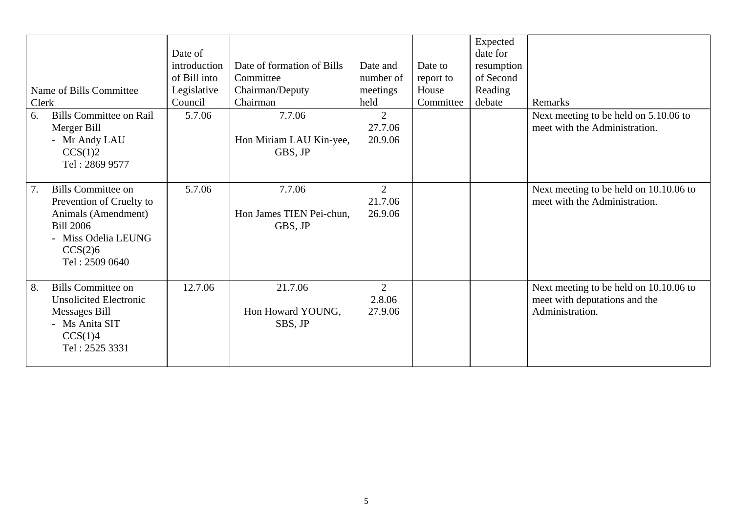| Name of Bills Committee<br>Clerk | Date of introduction of Bill into Legislative Council | Date of formation of Bills Committee<br>Chairman/Deputy Chairman | Date and number of meetings held | Date to report to House Committee | Expected date for resumption of Second Reading debate | Remarks |
|---|---|---|---|---|---|---|
| 6. Bills Committee on Rail Merger Bill<br>- Mr Andy LAU<br>CCS(1)2<br>Tel : 2869 9577 | 5.7.06 | 7.7.06<br><br>Hon Miriam LAU Kin-yee, GBS, JP | 2<br>27.7.06<br>20.9.06 | | | Next meeting to be held on 5.10.06 to meet with the Administration. |
| 7. Bills Committee on Prevention of Cruelty to Animals (Amendment) Bill 2006<br>- Miss Odelia LEUNG<br>CCS(2)6<br>Tel : 2509 0640 | 5.7.06 | 7.7.06<br><br>Hon James TIEN Pei-chun, GBS, JP | 2<br>21.7.06<br>26.9.06 | | | Next meeting to be held on 10.10.06 to meet with the Administration. |
| 8. Bills Committee on Unsolicited Electronic Messages Bill<br>- Ms Anita SIT<br>CCS(1)4<br>Tel : 2525 3331 | 12.7.06 | 21.7.06<br><br>Hon Howard YOUNG, SBS, JP | 2<br>2.8.06<br>27.9.06 | | | Next meeting to be held on 10.10.06 to meet with deputations and the Administration. |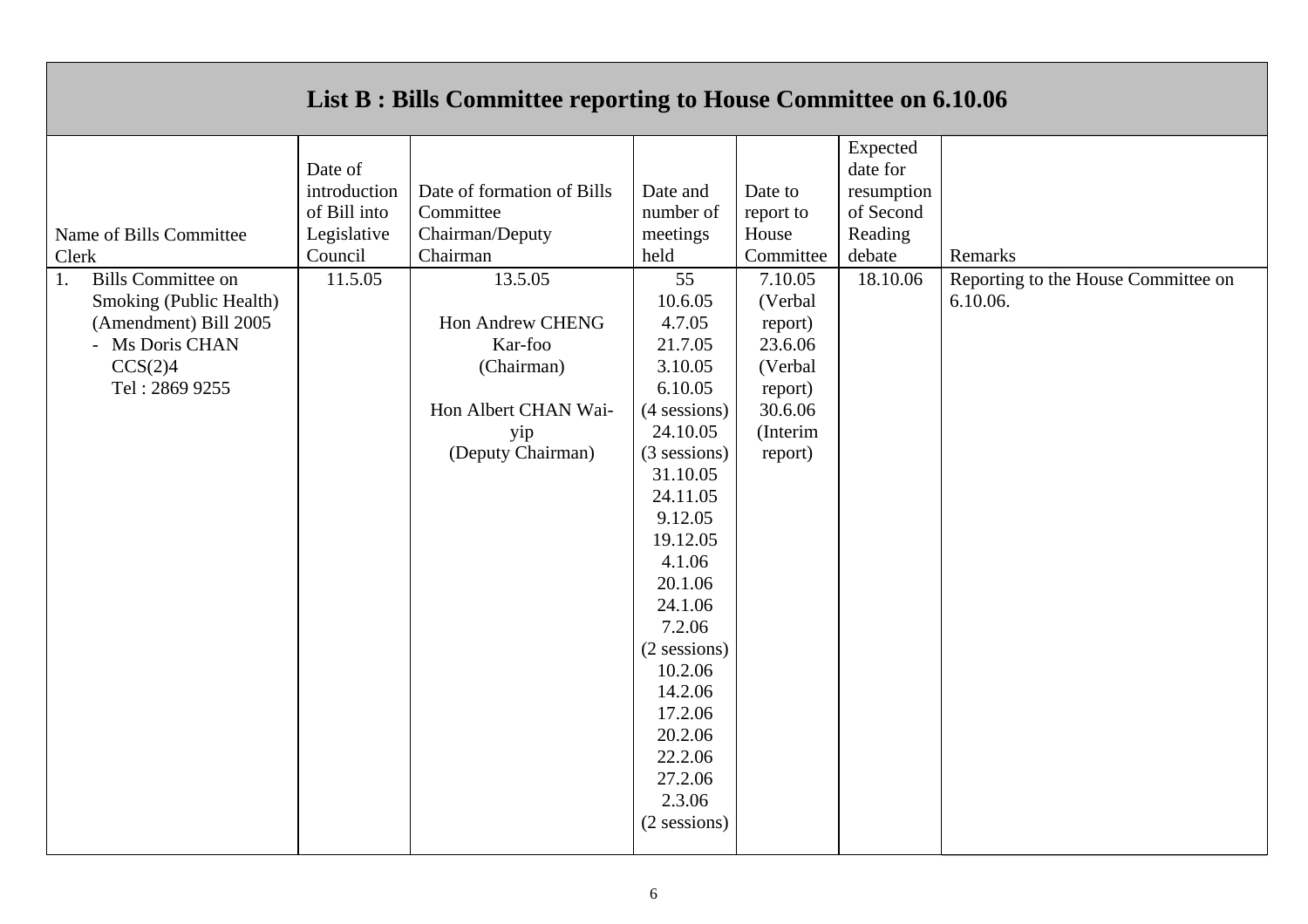## List B : Bills Committee reporting to House Committee on 6.10.06

| Name of Bills Committee Clerk | Date of introduction of Bill into Legislative Council | Date of formation of Bills Committee Chairman/Deputy Chairman | Date and number of meetings held | Date to report to House Committee | Expected date for resumption of Second Reading debate | Remarks |
|---|---|---|---|---|---|---|
| 1. Bills Committee on Smoking (Public Health) (Amendment) Bill 2005 - Ms Doris CHAN CCS(2)4 Tel : 2869 9255 | 11.5.05 | 13.5.05<br><br>Hon Andrew CHENG Kar-foo (Chairman)<br><br>Hon Albert CHAN Wai-yip (Deputy Chairman) | 55<br>10.6.05<br>4.7.05<br>21.7.05<br>3.10.05<br>6.10.05<br>(4 sessions)<br>24.10.05<br>(3 sessions)<br>31.10.05<br>24.11.05<br>9.12.05<br>19.12.05<br>4.1.06<br>20.1.06<br>24.1.06<br>7.2.06<br>(2 sessions)<br>10.2.06<br>14.2.06<br>17.2.06<br>20.2.06<br>22.2.06<br>27.2.06<br>2.3.06<br>(2 sessions) | 7.10.05 (Verbal report)<br>23.6.06 (Verbal report)<br>30.6.06 (Interim report) | 18.10.06 | Reporting to the House Committee on 6.10.06. |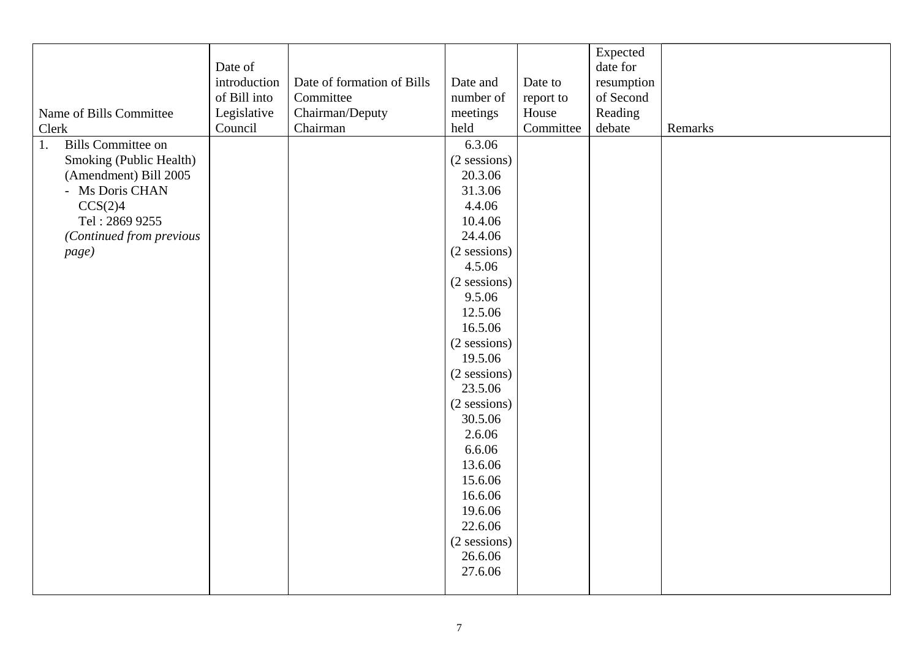| Name of Bills Committee<br>Clerk | Date of introduction of Bill into Legislative Council | Date of formation of Bills Committee<br>Chairman/Deputy Chairman | Date and number of meetings held | Date to report to House Committee | Expected date for resumption of Second Reading debate | Remarks |
|---|---|---|---|---|---|---|
| 1. Bills Committee on Smoking (Public Health) (Amendment) Bill 2005<br>- Ms Doris CHAN<br>CCS(2)4<br>Tel : 2869 9255<br>*(Continued from previous page)* | | | 6.3.06<br>(2 sessions)<br>20.3.06<br>31.3.06<br>4.4.06<br>10.4.06<br>24.4.06<br>(2 sessions)<br>4.5.06<br>(2 sessions)<br>9.5.06<br>12.5.06<br>16.5.06<br>(2 sessions)<br>19.5.06<br>(2 sessions)<br>23.5.06<br>(2 sessions)<br>30.5.06<br>2.6.06<br>6.6.06<br>13.6.06<br>15.6.06<br>16.6.06<br>19.6.06<br>22.6.06<br>(2 sessions)<br>26.6.06<br>27.6.06 | | | |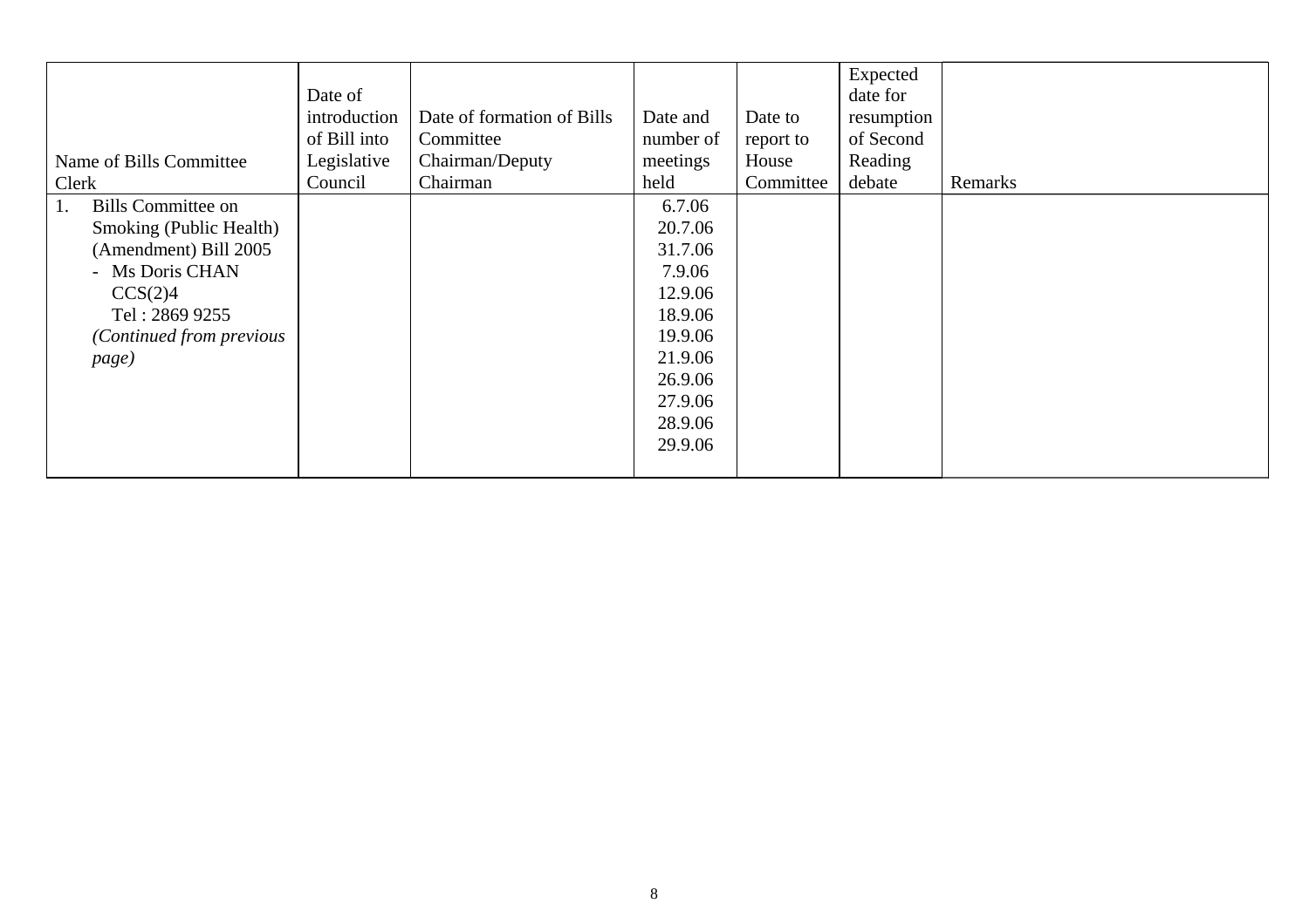| Name of Bills Committee Clerk | Date of introduction of Bill into Legislative Council | Date of formation of Bills Committee Chairman/Deputy Chairman | Date and number of meetings held | Date to report to House Committee | Expected date for resumption of Second Reading debate | Remarks |
|---|---|---|---|---|---|---|
| 1. Bills Committee on Smoking (Public Health) (Amendment) Bill 2005<br>- Ms Doris CHAN<br>CCS(2)4<br>Tel : 2869 9255<br>*(Continued from previous page)* | | | 6.7.06<br>20.7.06<br>31.7.06<br>7.9.06<br>12.9.06<br>18.9.06<br>19.9.06<br>21.9.06<br>26.9.06<br>27.9.06<br>28.9.06<br>29.9.06 | | | |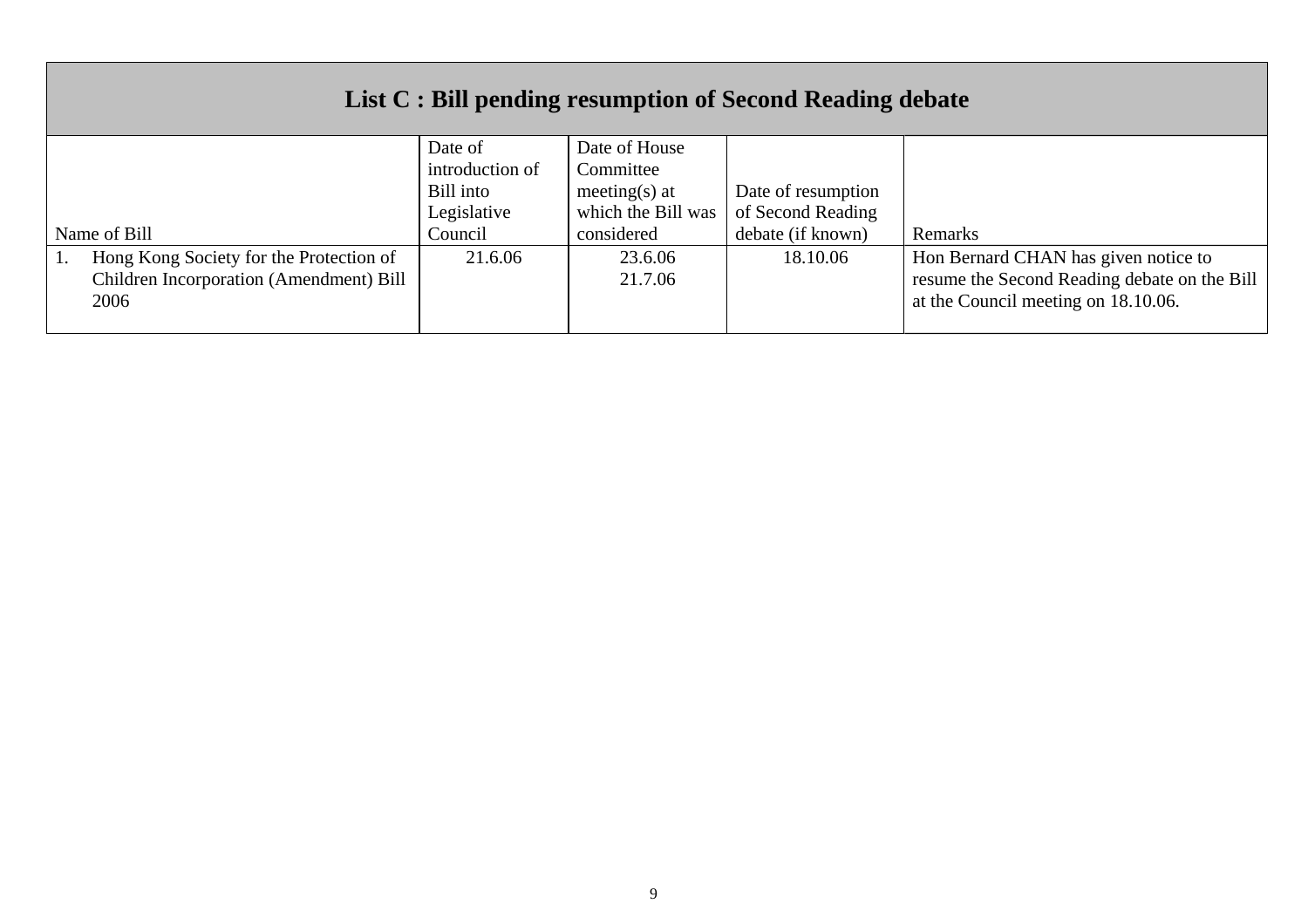## List C : Bill pending resumption of Second Reading debate

| Name of Bill | Date of introduction of Bill into Legislative Council | Date of House Committee meeting(s) at which the Bill was considered | Date of resumption of Second Reading debate (if known) | Remarks |
|---|---|---|---|---|
| 1. Hong Kong Society for the Protection of Children Incorporation (Amendment) Bill 2006 | 21.6.06 | 23.6.06<br>21.7.06 | 18.10.06 | Hon Bernard CHAN has given notice to resume the Second Reading debate on the Bill at the Council meeting on 18.10.06. |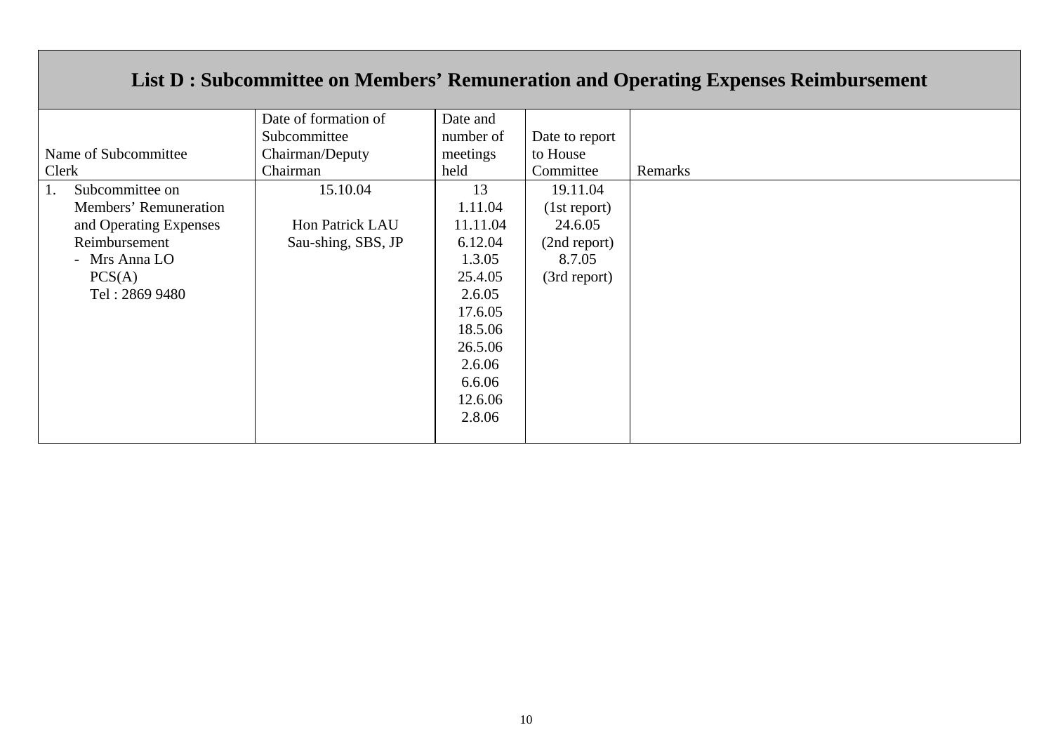## List D : Subcommittee on Members' Remuneration and Operating Expenses Reimbursement

| Name of Subcommittee<br>Clerk | Date of formation of Subcommittee<br>Chairman/Deputy Chairman | Date and number of meetings held | Date to report to House Committee | Remarks |
|---|---|---|---|---|
| 1. Subcommittee on Members' Remuneration and Operating Expenses Reimbursement<br>- Mrs Anna LO<br>PCS(A)<br>Tel : 2869 9480 | 15.10.04<br><br>Hon Patrick LAU Sau-shing, SBS, JP | 13<br>1.11.04<br>11.11.04<br>6.12.04<br>1.3.05<br>25.4.05<br>2.6.05<br>17.6.05<br>18.5.06<br>26.5.06<br>2.6.06<br>6.6.06<br>12.6.06<br>2.8.06 | 19.11.04<br>(1st report)<br>24.6.05<br>(2nd report)<br>8.7.05<br>(3rd report) | |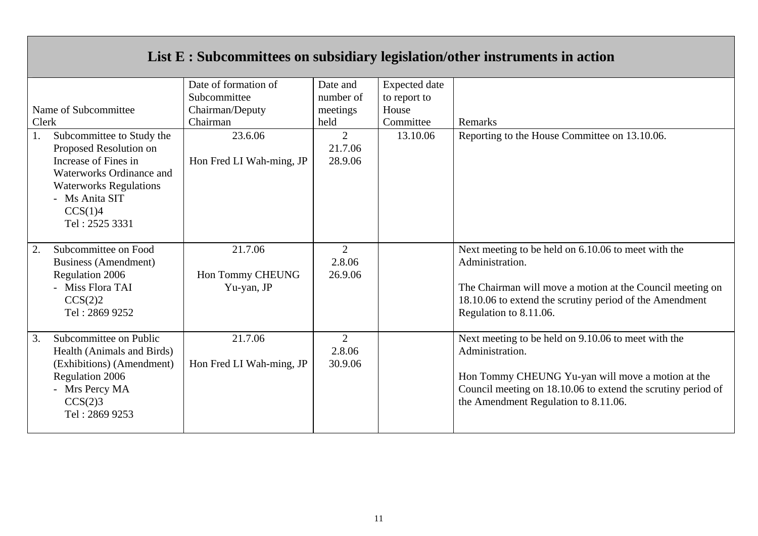## List E : Subcommittees on subsidiary legislation/other instruments in action

| Name of Subcommittee<br>Clerk | Date of formation of Subcommittee<br>Chairman/Deputy Chairman | Date and number of meetings held | Expected date to report to House Committee | Remarks |
|---|---|---|---|---|
| 1. Subcommittee to Study the Proposed Resolution on Increase of Fines in Waterworks Ordinance and Waterworks Regulations<br>- Ms Anita SIT<br>CCS(1)4<br>Tel : 2525 3331 | 23.6.06<br><br>Hon Fred LI Wah-ming, JP | 2<br>21.7.06<br>28.9.06 | 13.10.06 | Reporting to the House Committee on 13.10.06. |
| 2. Subcommittee on Food Business (Amendment) Regulation 2006<br>- Miss Flora TAI<br>CCS(2)2<br>Tel : 2869 9252 | 21.7.06<br><br>Hon Tommy CHEUNG Yu-yan, JP | 2<br>2.8.06<br>26.9.06 | | Next meeting to be held on 6.10.06 to meet with the Administration.<br><br>The Chairman will move a motion at the Council meeting on 18.10.06 to extend the scrutiny period of the Amendment Regulation to 8.11.06. |
| 3. Subcommittee on Public Health (Animals and Birds) (Exhibitions) (Amendment) Regulation 2006<br>- Mrs Percy MA<br>CCS(2)3<br>Tel : 2869 9253 | 21.7.06<br><br>Hon Fred LI Wah-ming, JP | 2<br>2.8.06<br>30.9.06 | | Next meeting to be held on 9.10.06 to meet with the Administration.<br><br>Hon Tommy CHEUNG Yu-yan will move a motion at the Council meeting on 18.10.06 to extend the scrutiny period of the Amendment Regulation to 8.11.06. |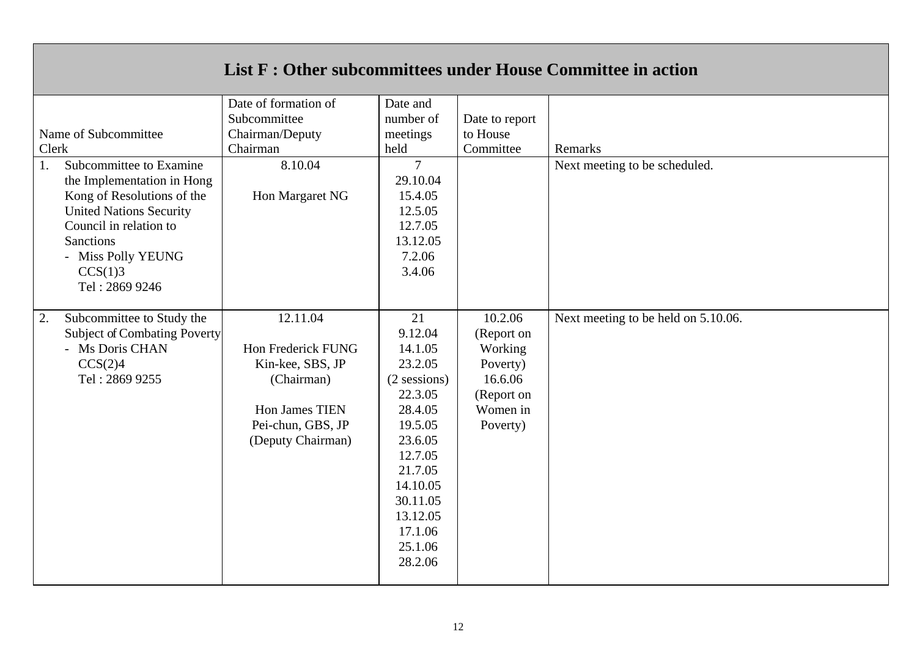## List F : Other subcommittees under House Committee in action

| Name of Subcommittee<br>Clerk | Date of formation of Subcommittee<br>Chairman/Deputy Chairman | Date and number of meetings held | Date to report to House Committee | Remarks |
|---|---|---|---|---|
| 1. Subcommittee to Examine the Implementation in Hong Kong of Resolutions of the United Nations Security Council in relation to Sanctions<br>- Miss Polly YEUNG<br>CCS(1)3<br>Tel : 2869 9246 | 8.10.04<br><br>Hon Margaret NG | 7<br>29.10.04<br>15.4.05<br>12.5.05<br>12.7.05<br>13.12.05<br>7.2.06<br>3.4.06 | | Next meeting to be scheduled. |
| 2. Subcommittee to Study the Subject of Combating Poverty<br>- Ms Doris CHAN<br>CCS(2)4<br>Tel : 2869 9255 | 12.11.04<br><br>Hon Frederick FUNG Kin-kee, SBS, JP (Chairman)<br><br>Hon James TIEN Pei-chun, GBS, JP (Deputy Chairman) | 21<br>9.12.04<br>14.1.05<br>23.2.05<br>(2 sessions)<br>22.3.05<br>28.4.05<br>19.5.05<br>23.6.05<br>12.7.05<br>21.7.05<br>14.10.05<br>30.11.05<br>13.12.05<br>17.1.06<br>25.1.06<br>28.2.06 | 10.2.06<br>(Report on Working Poverty)<br>16.6.06<br>(Report on Women in Poverty) | Next meeting to be held on 5.10.06. |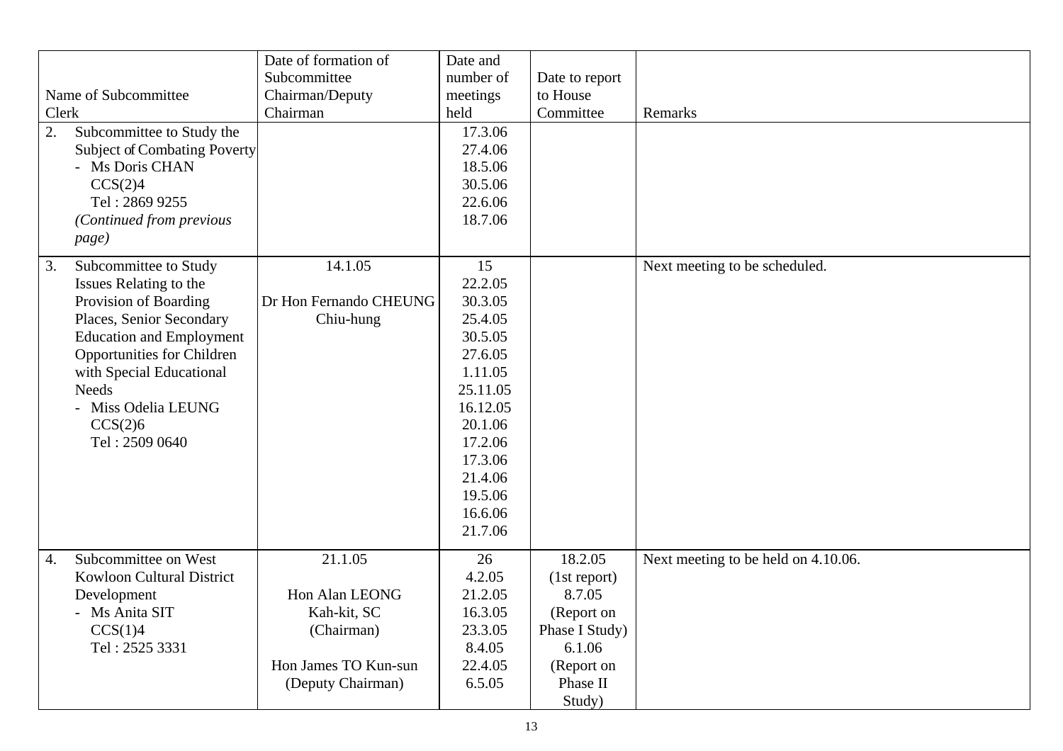| Name of Subcommittee<br>Clerk | Date of formation of Subcommittee<br>Chairman/Deputy Chairman | Date and number of meetings held | Date to report to House Committee | Remarks |
|---|---|---|---|---|
| 2. Subcommittee to Study the Subject of Combating Poverty<br>- Ms Doris CHAN<br>CCS(2)4<br>Tel : 2869 9255<br>*(Continued from previous page)* | | 17.3.06<br>27.4.06<br>18.5.06<br>30.5.06<br>22.6.06<br>18.7.06 | | |
| 3. Subcommittee to Study Issues Relating to the Provision of Boarding Places, Senior Secondary Education and Employment Opportunities for Children with Special Educational Needs<br>- Miss Odelia LEUNG<br>CCS(2)6<br>Tel : 2509 0640 | 14.1.05<br><br>Dr Hon Fernando CHEUNG Chiu-hung | 15<br>22.2.05<br>30.3.05<br>25.4.05<br>30.5.05<br>27.6.05<br>1.11.05<br>25.11.05<br>16.12.05<br>20.1.06<br>17.2.06<br>17.3.06<br>21.4.06<br>19.5.06<br>16.6.06<br>21.7.06 | | Next meeting to be scheduled. |
| 4. Subcommittee on West Kowloon Cultural District Development<br>- Ms Anita SIT<br>CCS(1)4<br>Tel : 2525 3331 | 21.1.05<br><br>Hon Alan LEONG Kah-kit, SC<br>(Chairman)<br><br>Hon James TO Kun-sun<br>(Deputy Chairman) | 26<br>4.2.05<br>21.2.05<br>16.3.05<br>23.3.05<br>8.4.05<br>22.4.05<br>6.5.05 | 18.2.05<br>(1st report)<br>8.7.05<br>(Report on Phase I Study)<br>6.1.06<br>(Report on Phase II Study) | Next meeting to be held on 4.10.06. |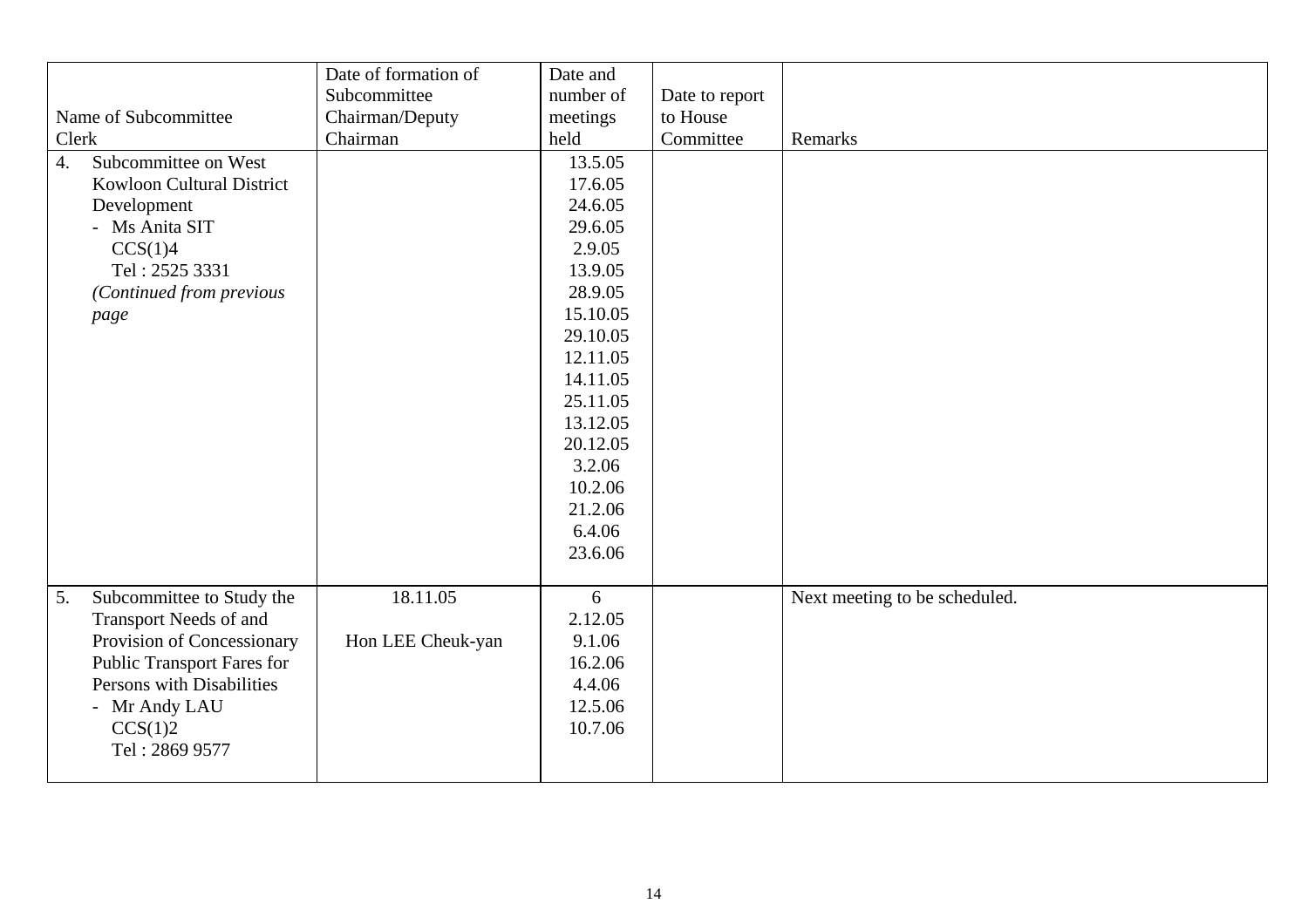| Name of Subcommittee<br>Clerk | Date of formation of Subcommittee<br>Chairman/Deputy Chairman | Date and number of meetings held | Date to report to House Committee | Remarks |
|---|---|---|---|---|
| 4. Subcommittee on West Kowloon Cultural District Development<br>- Ms Anita SIT<br>CCS(1)4<br>Tel : 2525 3331<br>*(Continued from previous page* | | 13.5.05<br>17.6.05<br>24.6.05<br>29.6.05<br>2.9.05<br>13.9.05<br>28.9.05<br>15.10.05<br>29.10.05<br>12.11.05<br>14.11.05<br>25.11.05<br>13.12.05<br>20.12.05<br>3.2.06<br>10.2.06<br>21.2.06<br>6.4.06<br>23.6.06 | | |
| 5. Subcommittee to Study the Transport Needs of and Provision of Concessionary Public Transport Fares for Persons with Disabilities<br>- Mr Andy LAU<br>CCS(1)2<br>Tel : 2869 9577 | 18.11.05<br><br>Hon LEE Cheuk-yan | 6<br>2.12.05<br>9.1.06<br>16.2.06<br>4.4.06<br>12.5.06<br>10.7.06 | | Next meeting to be scheduled. |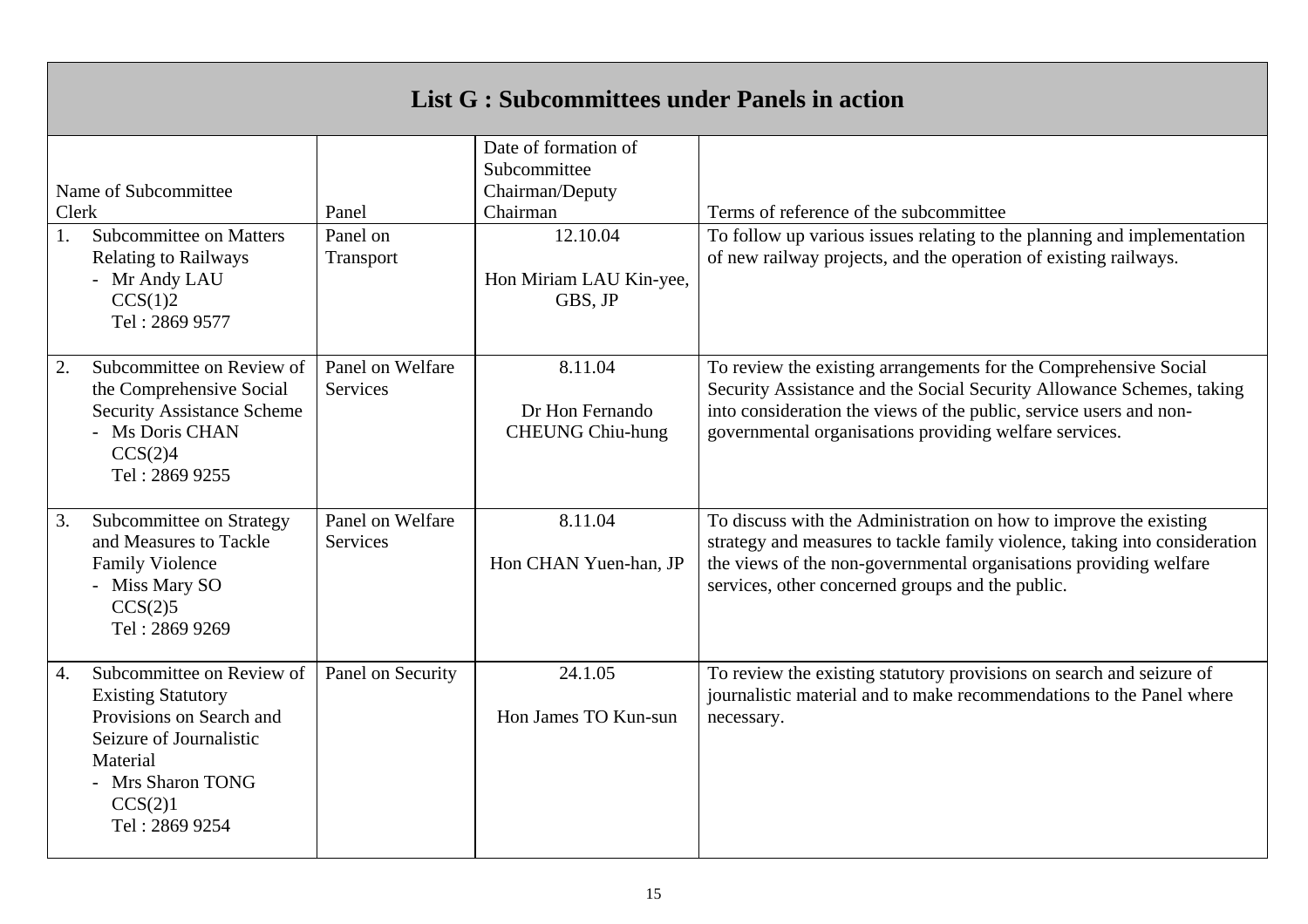## List G : Subcommittees under Panels in action

| Name of Subcommittee<br>Clerk | Panel | Date of formation of Subcommittee<br>Chairman/Deputy Chairman | Terms of reference of the subcommittee |
|---|---|---|---|
| 1. Subcommittee on Matters Relating to Railways<br>- Mr Andy LAU<br>CCS(1)2<br>Tel : 2869 9577 | Panel on Transport | 12.10.04<br><br>Hon Miriam LAU Kin-yee, GBS, JP | To follow up various issues relating to the planning and implementation of new railway projects, and the operation of existing railways. |
| 2. Subcommittee on Review of the Comprehensive Social Security Assistance Scheme<br>- Ms Doris CHAN<br>CCS(2)4<br>Tel : 2869 9255 | Panel on Welfare Services | 8.11.04<br><br>Dr Hon Fernando CHEUNG Chiu-hung | To review the existing arrangements for the Comprehensive Social Security Assistance and the Social Security Allowance Schemes, taking into consideration the views of the public, service users and non-governmental organisations providing welfare services. |
| 3. Subcommittee on Strategy and Measures to Tackle Family Violence<br>- Miss Mary SO<br>CCS(2)5<br>Tel : 2869 9269 | Panel on Welfare Services | 8.11.04<br><br>Hon CHAN Yuen-han, JP | To discuss with the Administration on how to improve the existing strategy and measures to tackle family violence, taking into consideration the views of the non-governmental organisations providing welfare services, other concerned groups and the public. |
| 4. Subcommittee on Review of Existing Statutory Provisions on Search and Seizure of Journalistic Material<br>- Mrs Sharon TONG<br>CCS(2)1<br>Tel : 2869 9254 | Panel on Security | 24.1.05<br><br>Hon James TO Kun-sun | To review the existing statutory provisions on search and seizure of journalistic material and to make recommendations to the Panel where necessary. |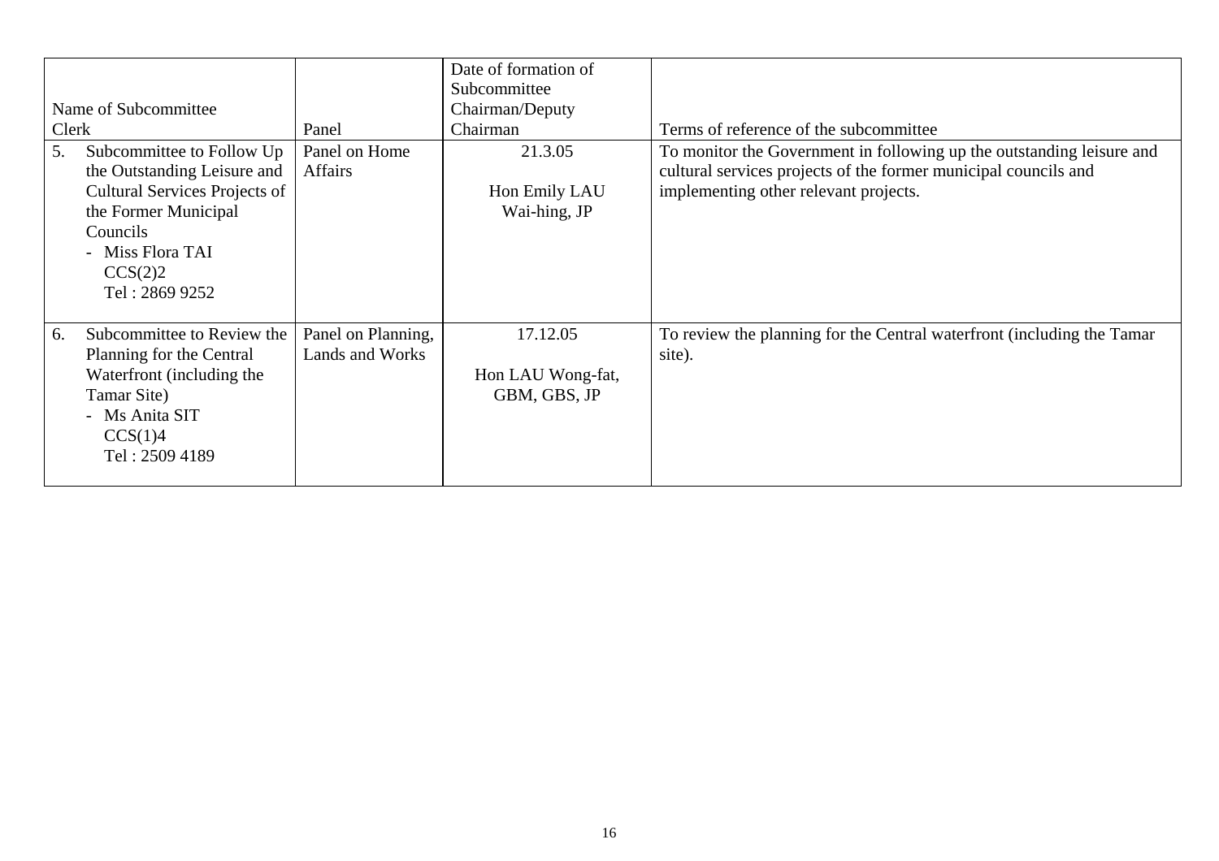| Name of Subcommittee<br>Clerk | Panel | Date of formation of Subcommittee<br>Chairman/Deputy Chairman | Terms of reference of the subcommittee |
|---|---|---|---|
| 5. Subcommittee to Follow Up the Outstanding Leisure and Cultural Services Projects of the Former Municipal Councils<br>- Miss Flora TAI<br>CCS(2)2<br>Tel : 2869 9252 | Panel on Home Affairs | 21.3.05<br><br>Hon Emily LAU Wai-hing, JP | To monitor the Government in following up the outstanding leisure and cultural services projects of the former municipal councils and implementing other relevant projects. |
| 6. Subcommittee to Review the Planning for the Central Waterfront (including the Tamar Site)<br>- Ms Anita SIT<br>CCS(1)4<br>Tel : 2509 4189 | Panel on Planning, Lands and Works | 17.12.05<br><br>Hon LAU Wong-fat, GBM, GBS, JP | To review the planning for the Central waterfront (including the Tamar site). |